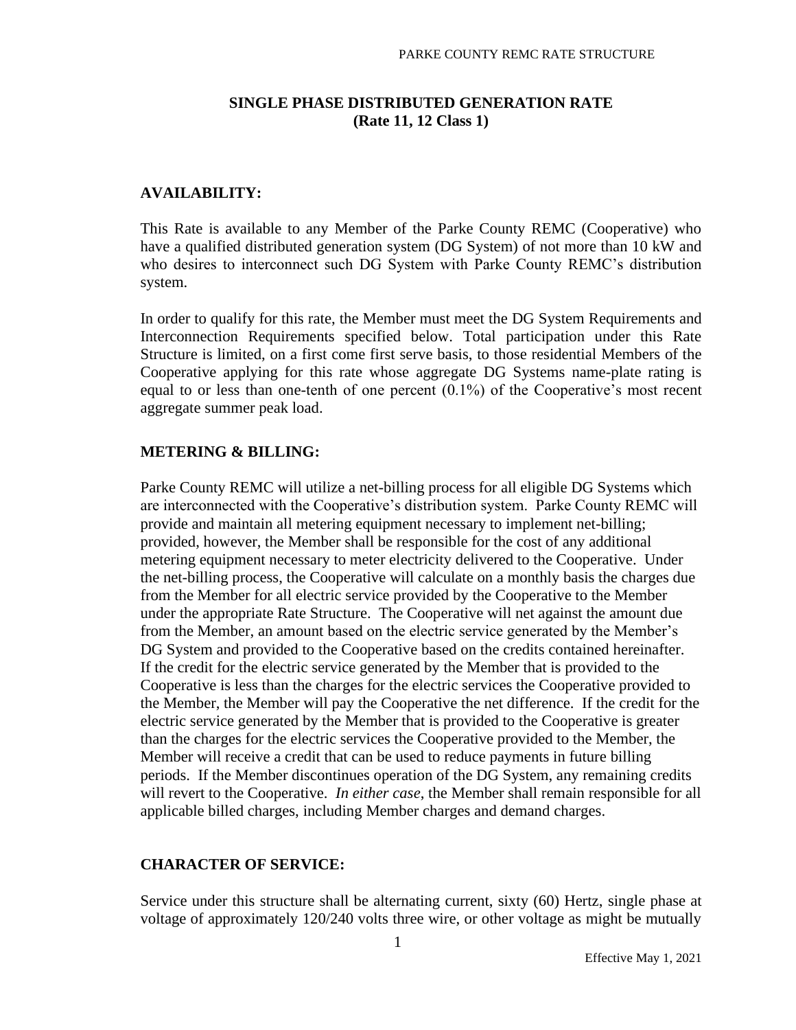## SINGLE PHASE DISTRIBUTED GENERATION RATE
## (Rate 11, 12 Class 1)

### AVAILABILITY:

This Rate is available to any Member of the Parke County REMC (Cooperative) who have a qualified distributed generation system (DG System) of not more than 10 kW and who desires to interconnect such DG System with Parke County REMC's distribution system.

In order to qualify for this rate, the Member must meet the DG System Requirements and Interconnection Requirements specified below. Total participation under this Rate Structure is limited, on a first come first serve basis, to those residential Members of the Cooperative applying for this rate whose aggregate DG Systems name-plate rating is equal to or less than one-tenth of one percent (0.1%) of the Cooperative's most recent aggregate summer peak load.

### METERING & BILLING:

Parke County REMC will utilize a net-billing process for all eligible DG Systems which are interconnected with the Cooperative's distribution system. Parke County REMC will provide and maintain all metering equipment necessary to implement net-billing; provided, however, the Member shall be responsible for the cost of any additional metering equipment necessary to meter electricity delivered to the Cooperative. Under the net-billing process, the Cooperative will calculate on a monthly basis the charges due from the Member for all electric service provided by the Cooperative to the Member under the appropriate Rate Structure. The Cooperative will net against the amount due from the Member, an amount based on the electric service generated by the Member's DG System and provided to the Cooperative based on the credits contained hereinafter. If the credit for the electric service generated by the Member that is provided to the Cooperative is less than the charges for the electric services the Cooperative provided to the Member, the Member will pay the Cooperative the net difference. If the credit for the electric service generated by the Member that is provided to the Cooperative is greater than the charges for the electric services the Cooperative provided to the Member, the Member will receive a credit that can be used to reduce payments in future billing periods. If the Member discontinues operation of the DG System, any remaining credits will revert to the Cooperative. *In either case*, the Member shall remain responsible for all applicable billed charges, including Member charges and demand charges.

### CHARACTER OF SERVICE:

Service under this structure shall be alternating current, sixty (60) Hertz, single phase at voltage of approximately 120/240 volts three wire, or other voltage as might be mutually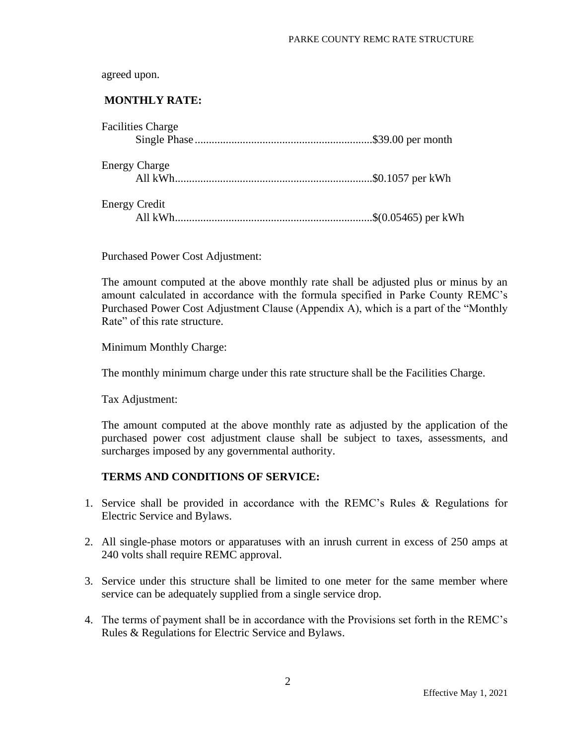agreed upon.

**MONTHLY RATE:**

Facilities Charge
Single Phase..............................................................$39.00 per month

Energy Charge
All kWh.....................................................................$0.1057 per kWh

Energy Credit
All kWh.....................................................................$(0.05465) per kWh

Purchased Power Cost Adjustment:

The amount computed at the above monthly rate shall be adjusted plus or minus by an amount calculated in accordance with the formula specified in Parke County REMC's Purchased Power Cost Adjustment Clause (Appendix A), which is a part of the "Monthly Rate" of this rate structure.

Minimum Monthly Charge:

The monthly minimum charge under this rate structure shall be the Facilities Charge.

Tax Adjustment:

The amount computed at the above monthly rate as adjusted by the application of the purchased power cost adjustment clause shall be subject to taxes, assessments, and surcharges imposed by any governmental authority.

**TERMS AND CONDITIONS OF SERVICE:**

1. Service shall be provided in accordance with the REMC's Rules & Regulations for Electric Service and Bylaws.

2. All single-phase motors or apparatuses with an inrush current in excess of 250 amps at 240 volts shall require REMC approval.

3. Service under this structure shall be limited to one meter for the same member where service can be adequately supplied from a single service drop.

4. The terms of payment shall be in accordance with the Provisions set forth in the REMC's Rules & Regulations for Electric Service and Bylaws.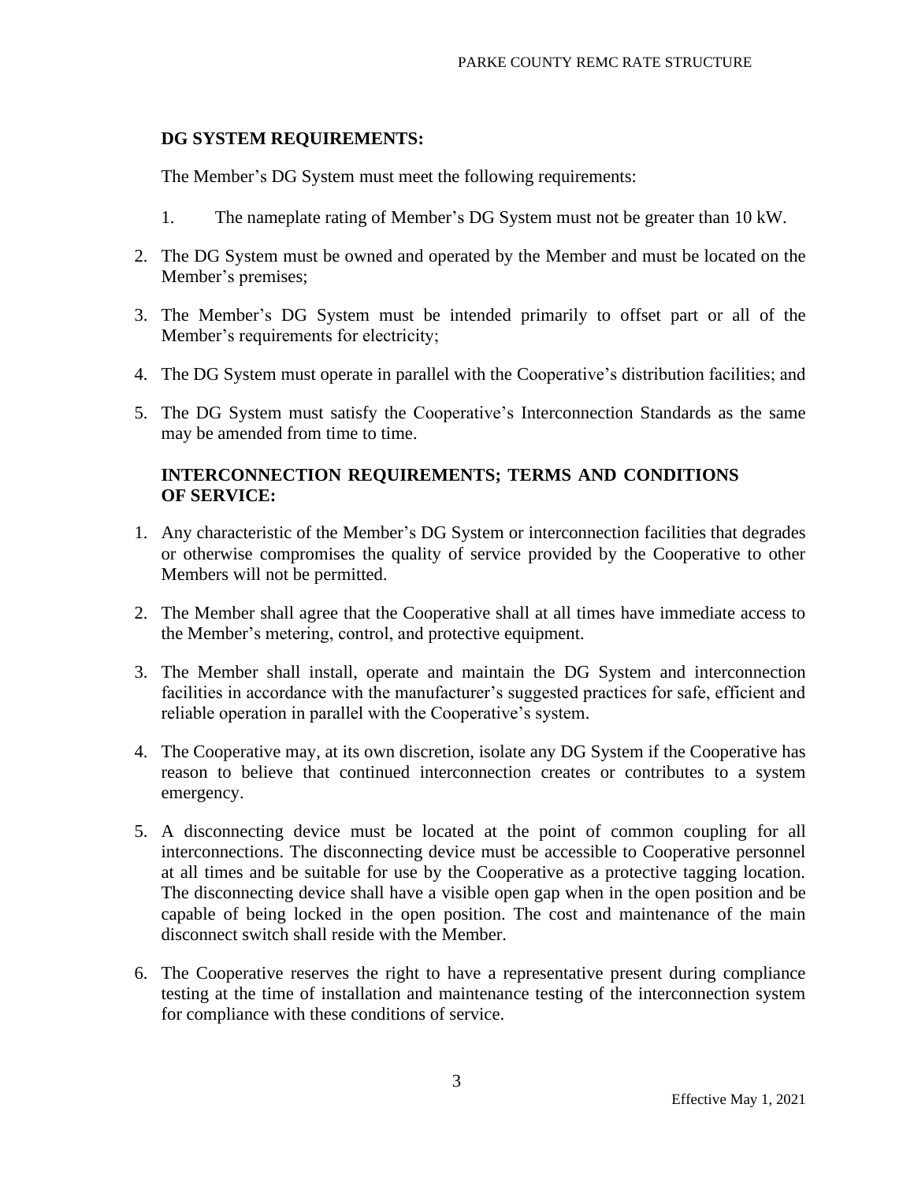## DG SYSTEM REQUIREMENTS:

The Member's DG System must meet the following requirements:

1. The nameplate rating of Member's DG System must not be greater than 10 kW.
2. The DG System must be owned and operated by the Member and must be located on the Member's premises;
3. The Member's DG System must be intended primarily to offset part or all of the Member's requirements for electricity;
4. The DG System must operate in parallel with the Cooperative's distribution facilities; and
5. The DG System must satisfy the Cooperative's Interconnection Standards as the same may be amended from time to time.

## INTERCONNECTION REQUIREMENTS; TERMS AND CONDITIONS OF SERVICE:

1. Any characteristic of the Member's DG System or interconnection facilities that degrades or otherwise compromises the quality of service provided by the Cooperative to other Members will not be permitted.
2. The Member shall agree that the Cooperative shall at all times have immediate access to the Member's metering, control, and protective equipment.
3. The Member shall install, operate and maintain the DG System and interconnection facilities in accordance with the manufacturer's suggested practices for safe, efficient and reliable operation in parallel with the Cooperative's system.
4. The Cooperative may, at its own discretion, isolate any DG System if the Cooperative has reason to believe that continued interconnection creates or contributes to a system emergency.
5. A disconnecting device must be located at the point of common coupling for all interconnections. The disconnecting device must be accessible to Cooperative personnel at all times and be suitable for use by the Cooperative as a protective tagging location. The disconnecting device shall have a visible open gap when in the open position and be capable of being locked in the open position. The cost and maintenance of the main disconnect switch shall reside with the Member.
6. The Cooperative reserves the right to have a representative present during compliance testing at the time of installation and maintenance testing of the interconnection system for compliance with these conditions of service.

Effective May 1, 2021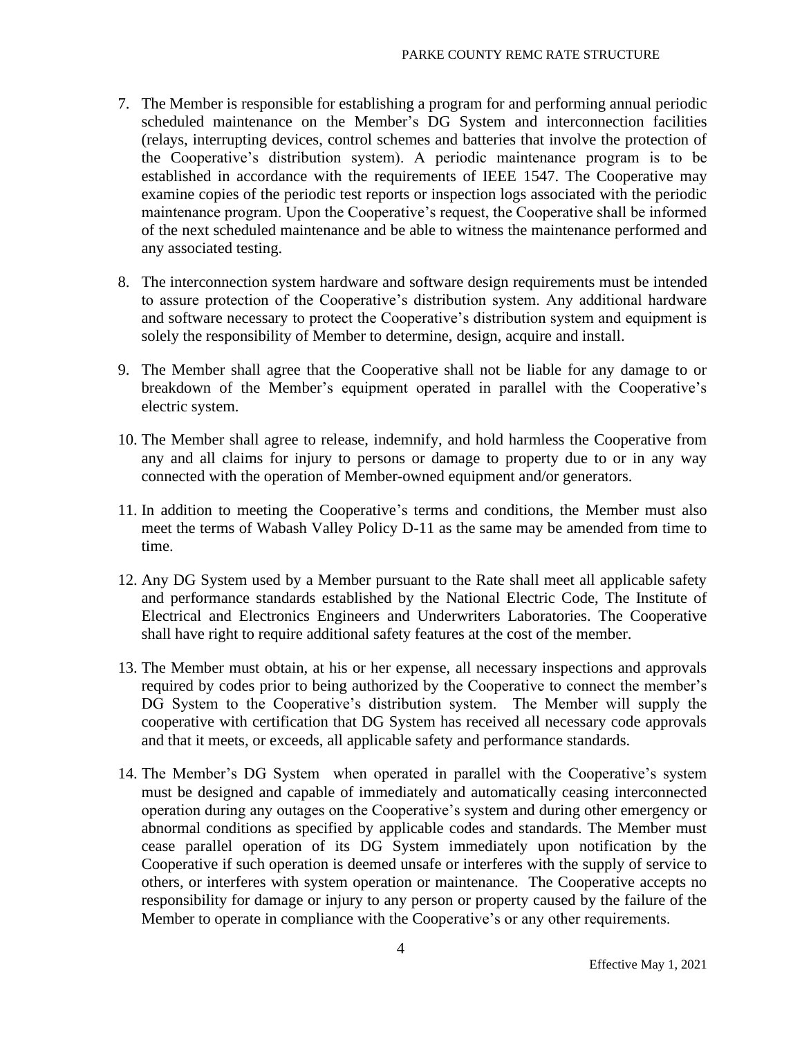7. The Member is responsible for establishing a program for and performing annual periodic scheduled maintenance on the Member's DG System and interconnection facilities (relays, interrupting devices, control schemes and batteries that involve the protection of the Cooperative's distribution system). A periodic maintenance program is to be established in accordance with the requirements of IEEE 1547. The Cooperative may examine copies of the periodic test reports or inspection logs associated with the periodic maintenance program. Upon the Cooperative's request, the Cooperative shall be informed of the next scheduled maintenance and be able to witness the maintenance performed and any associated testing.

8. The interconnection system hardware and software design requirements must be intended to assure protection of the Cooperative's distribution system. Any additional hardware and software necessary to protect the Cooperative's distribution system and equipment is solely the responsibility of Member to determine, design, acquire and install.

9. The Member shall agree that the Cooperative shall not be liable for any damage to or breakdown of the Member's equipment operated in parallel with the Cooperative's electric system.

10. The Member shall agree to release, indemnify, and hold harmless the Cooperative from any and all claims for injury to persons or damage to property due to or in any way connected with the operation of Member-owned equipment and/or generators.

11. In addition to meeting the Cooperative's terms and conditions, the Member must also meet the terms of Wabash Valley Policy D-11 as the same may be amended from time to time.

12. Any DG System used by a Member pursuant to the Rate shall meet all applicable safety and performance standards established by the National Electric Code, The Institute of Electrical and Electronics Engineers and Underwriters Laboratories. The Cooperative shall have right to require additional safety features at the cost of the member.

13. The Member must obtain, at his or her expense, all necessary inspections and approvals required by codes prior to being authorized by the Cooperative to connect the member's DG System to the Cooperative's distribution system. The Member will supply the cooperative with certification that DG System has received all necessary code approvals and that it meets, or exceeds, all applicable safety and performance standards.

14. The Member's DG System when operated in parallel with the Cooperative's system must be designed and capable of immediately and automatically ceasing interconnected operation during any outages on the Cooperative's system and during other emergency or abnormal conditions as specified by applicable codes and standards. The Member must cease parallel operation of its DG System immediately upon notification by the Cooperative if such operation is deemed unsafe or interferes with the supply of service to others, or interferes with system operation or maintenance. The Cooperative accepts no responsibility for damage or injury to any person or property caused by the failure of the Member to operate in compliance with the Cooperative's or any other requirements.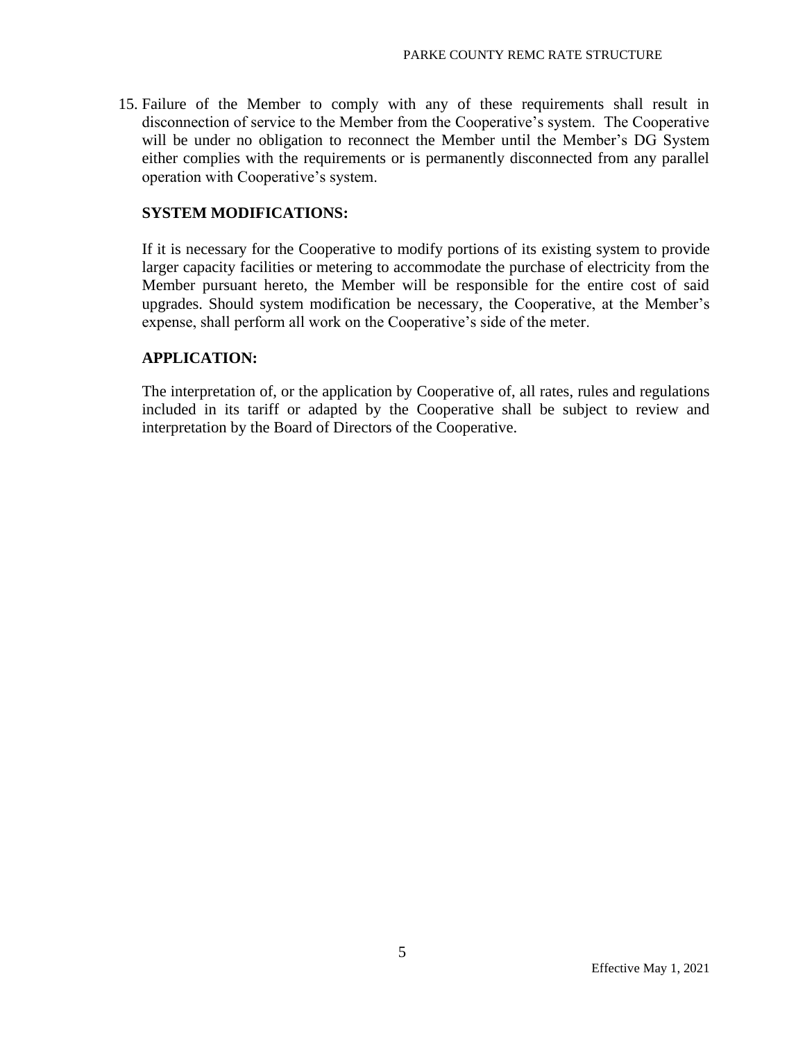15. Failure of the Member to comply with any of these requirements shall result in disconnection of service to the Member from the Cooperative's system. The Cooperative will be under no obligation to reconnect the Member until the Member's DG System either complies with the requirements or is permanently disconnected from any parallel operation with Cooperative's system.

**SYSTEM MODIFICATIONS:**

If it is necessary for the Cooperative to modify portions of its existing system to provide larger capacity facilities or metering to accommodate the purchase of electricity from the Member pursuant hereto, the Member will be responsible for the entire cost of said upgrades. Should system modification be necessary, the Cooperative, at the Member's expense, shall perform all work on the Cooperative's side of the meter.

**APPLICATION:**

The interpretation of, or the application by Cooperative of, all rates, rules and regulations included in its tariff or adapted by the Cooperative shall be subject to review and interpretation by the Board of Directors of the Cooperative.